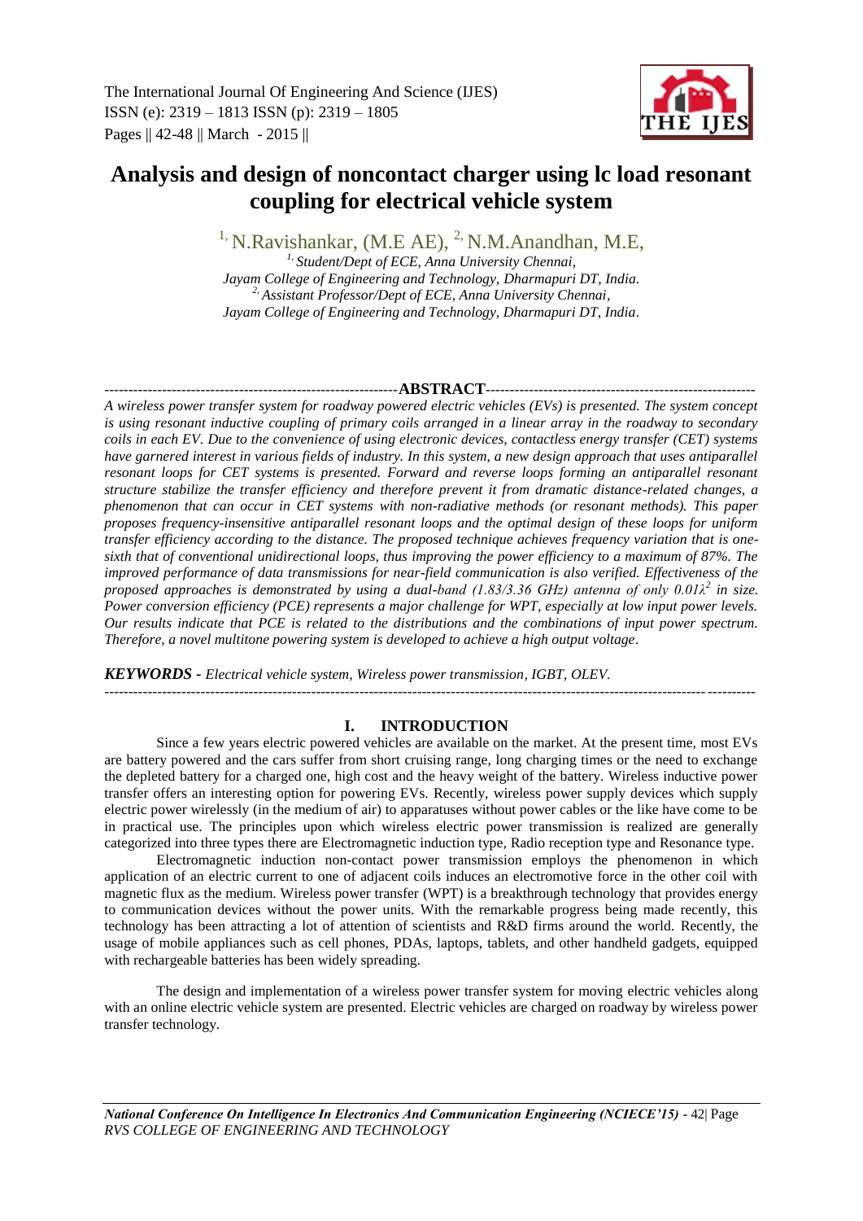# Analysis and design of noncontact charger using lc load resonant coupling for electrical vehicle system

[1,] N.Ravishankar, (M.E AE), [2,] N.M.Anandhan, M.E,

*[1,] Student/Dept of ECE, Anna University Chennai,*
*Jayam College of Engineering and Technology, Dharmapuri DT, India.*
*[2,] Assistant Professor/Dept of ECE, Anna University Chennai,*
*Jayam College of Engineering and Technology, Dharmapuri DT, India.*

## ABSTRACT

*A wireless power transfer system for roadway powered electric vehicles (EVs) is presented. The system concept is using resonant inductive coupling of primary coils arranged in a linear array in the roadway to secondary coils in each EV. Due to the convenience of using electronic devices, contactless energy transfer (CET) systems have garnered interest in various fields of industry. In this system, a new design approach that uses antiparallel resonant loops for CET systems is presented. Forward and reverse loops forming an antiparallel resonant structure stabilize the transfer efficiency and therefore prevent it from dramatic distance-related changes, a phenomenon that can occur in CET systems with non-radiative methods (or resonant methods). This paper proposes frequency-insensitive antiparallel resonant loops and the optimal design of these loops for uniform transfer efficiency according to the distance. The proposed technique achieves frequency variation that is one-sixth that of conventional unidirectional loops, thus improving the power efficiency to a maximum of 87%. The improved performance of data transmissions for near-field communication is also verified. Effectiveness of the proposed approaches is demonstrated by using a dual-band (1.83/3.36 GHz) antenna of only $0.01\lambda^2$ in size. Power conversion efficiency (PCE) represents a major challenge for WPT, especially at low input power levels. Our results indicate that PCE is related to the distributions and the combinations of input power spectrum. Therefore, a novel multitone powering system is developed to achieve a high output voltage.*

***KEYWORDS -*** *Electrical vehicle system, Wireless power transmission, IGBT, OLEV.*

## I. INTRODUCTION

Since a few years electric powered vehicles are available on the market. At the present time, most EVs are battery powered and the cars suffer from short cruising range, long charging times or the need to exchange the depleted battery for a charged one, high cost and the heavy weight of the battery. Wireless inductive power transfer offers an interesting option for powering EVs. Recently, wireless power supply devices which supply electric power wirelessly (in the medium of air) to apparatuses without power cables or the like have come to be in practical use. The principles upon which wireless electric power transmission is realized are generally categorized into three types there are Electromagnetic induction type, Radio reception type and Resonance type.

Electromagnetic induction non-contact power transmission employs the phenomenon in which application of an electric current to one of adjacent coils induces an electromotive force in the other coil with magnetic flux as the medium. Wireless power transfer (WPT) is a breakthrough technology that provides energy to communication devices without the power units. With the remarkable progress being made recently, this technology has been attracting a lot of attention of scientists and R&D firms around the world. Recently, the usage of mobile appliances such as cell phones, PDAs, laptops, tablets, and other handheld gadgets, equipped with rechargeable batteries has been widely spreading.

The design and implementation of a wireless power transfer system for moving electric vehicles along with an online electric vehicle system are presented. Electric vehicles are charged on roadway by wireless power transfer technology.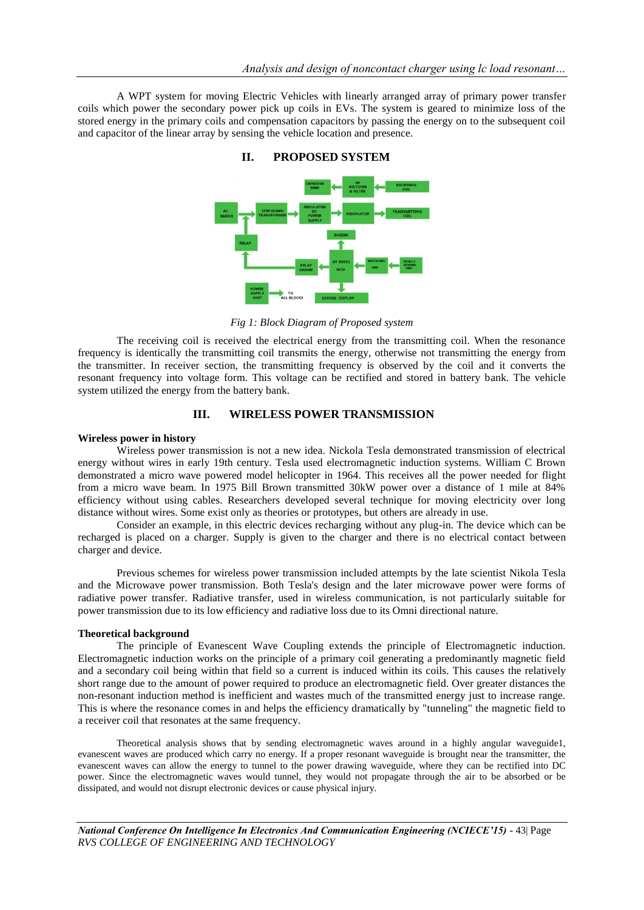A WPT system for moving Electric Vehicles with linearly arranged array of primary power transfer coils which power the secondary power pick up coils in EVs. The system is geared to minimize loss of the stored energy in the primary coils and compensation capacitors by passing the energy on to the subsequent coil and capacitor of the linear array by sensing the vehicle location and presence.

## II. PROPOSED SYSTEM

*Fig 1: Block Diagram of Proposed system*

The receiving coil is received the electrical energy from the transmitting coil. When the resonance frequency is identically the transmitting coil transmits the energy, otherwise not transmitting the energy from the transmitter. In receiver section, the transmitting frequency is observed by the coil and it converts the resonant frequency into voltage form. This voltage can be rectified and stored in battery bank. The vehicle system utilized the energy from the battery bank.

## III. WIRELESS POWER TRANSMISSION

### Wireless power in history

Wireless power transmission is not a new idea. Nickola Tesla demonstrated transmission of electrical energy without wires in early 19th century. Tesla used electromagnetic induction systems. William C Brown demonstrated a micro wave powered model helicopter in 1964. This receives all the power needed for flight from a micro wave beam. In 1975 Bill Brown transmitted 30kW power over a distance of 1 mile at 84% efficiency without using cables. Researchers developed several technique for moving electricity over long distance without wires. Some exist only as theories or prototypes, but others are already in use.

Consider an example, in this electric devices recharging without any plug-in. The device which can be recharged is placed on a charger. Supply is given to the charger and there is no electrical contact between charger and device.

Previous schemes for wireless power transmission included attempts by the late scientist Nikola Tesla and the Microwave power transmission. Both Tesla's design and the later microwave power were forms of radiative power transfer. Radiative transfer, used in wireless communication, is not particularly suitable for power transmission due to its low efficiency and radiative loss due to its Omni directional nature.

### Theoretical background

The principle of Evanescent Wave Coupling extends the principle of Electromagnetic induction. Electromagnetic induction works on the principle of a primary coil generating a predominantly magnetic field and a secondary coil being within that field so a current is induced within its coils. This causes the relatively short range due to the amount of power required to produce an electromagnetic field. Over greater distances the non-resonant induction method is inefficient and wastes much of the transmitted energy just to increase range. This is where the resonance comes in and helps the efficiency dramatically by "tunneling" the magnetic field to a receiver coil that resonates at the same frequency.

Theoretical analysis shows that by sending electromagnetic waves around in a highly angular waveguide1, evanescent waves are produced which carry no energy. If a proper resonant waveguide is brought near the transmitter, the evanescent waves can allow the energy to tunnel to the power drawing waveguide, where they can be rectified into DC power. Since the electromagnetic waves would tunnel, they would not propagate through the air to be absorbed or be dissipated, and would not disrupt electronic devices or cause physical injury.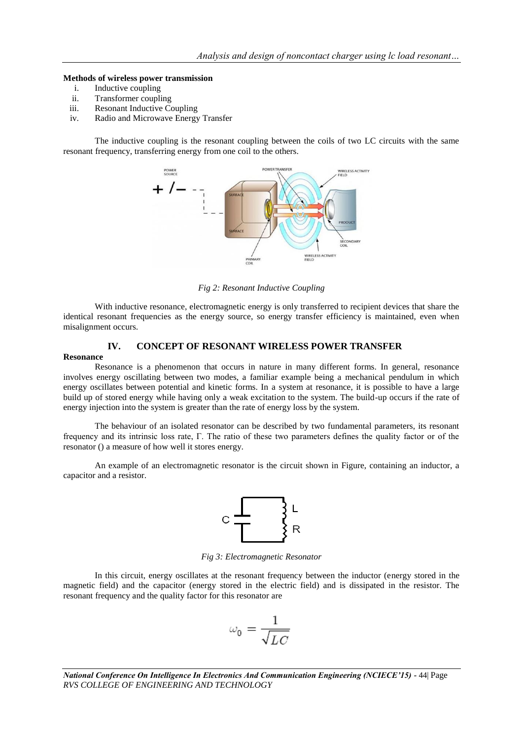**Methods of wireless power transmission**

i. Inductive coupling
ii. Transformer coupling
iii. Resonant Inductive Coupling
iv. Radio and Microwave Energy Transfer

The inductive coupling is the resonant coupling between the coils of two LC circuits with the same resonant frequency, transferring energy from one coil to the others.

POWER SOURCE
+ /−
POWER TRANSFER
WIRELESS ACTIVITY FIELD
SURFACE
SURFACE
PRODUCT
SECONDARY COIL
PRIMARY COIL
WIRELESS ACTIVITY FIELD

*Fig 2: Resonant Inductive Coupling*

With inductive resonance, electromagnetic energy is only transferred to recipient devices that share the identical resonant frequencies as the energy source, so energy transfer efficiency is maintained, even when misalignment occurs.

## IV. CONCEPT OF RESONANT WIRELESS POWER TRANSFER

**Resonance**

Resonance is a phenomenon that occurs in nature in many different forms. In general, resonance involves energy oscillating between two modes, a familiar example being a mechanical pendulum in which energy oscillates between potential and kinetic forms. In a system at resonance, it is possible to have a large build up of stored energy while having only a weak excitation to the system. The build-up occurs if the rate of energy injection into the system is greater than the rate of energy loss by the system.

The behaviour of an isolated resonator can be described by two fundamental parameters, its resonant frequency and its intrinsic loss rate, Γ. The ratio of these two parameters defines the quality factor or of the resonator () a measure of how well it stores energy.

An example of an electromagnetic resonator is the circuit shown in Figure, containing an inductor, a capacitor and a resistor.

C
L
R

*Fig 3: Electromagnetic Resonator*

In this circuit, energy oscillates at the resonant frequency between the inductor (energy stored in the magnetic field) and the capacitor (energy stored in the electric field) and is dissipated in the resistor. The resonant frequency and the quality factor for this resonator are

$$\omega_0 = \frac{1}{\sqrt{LC}}$$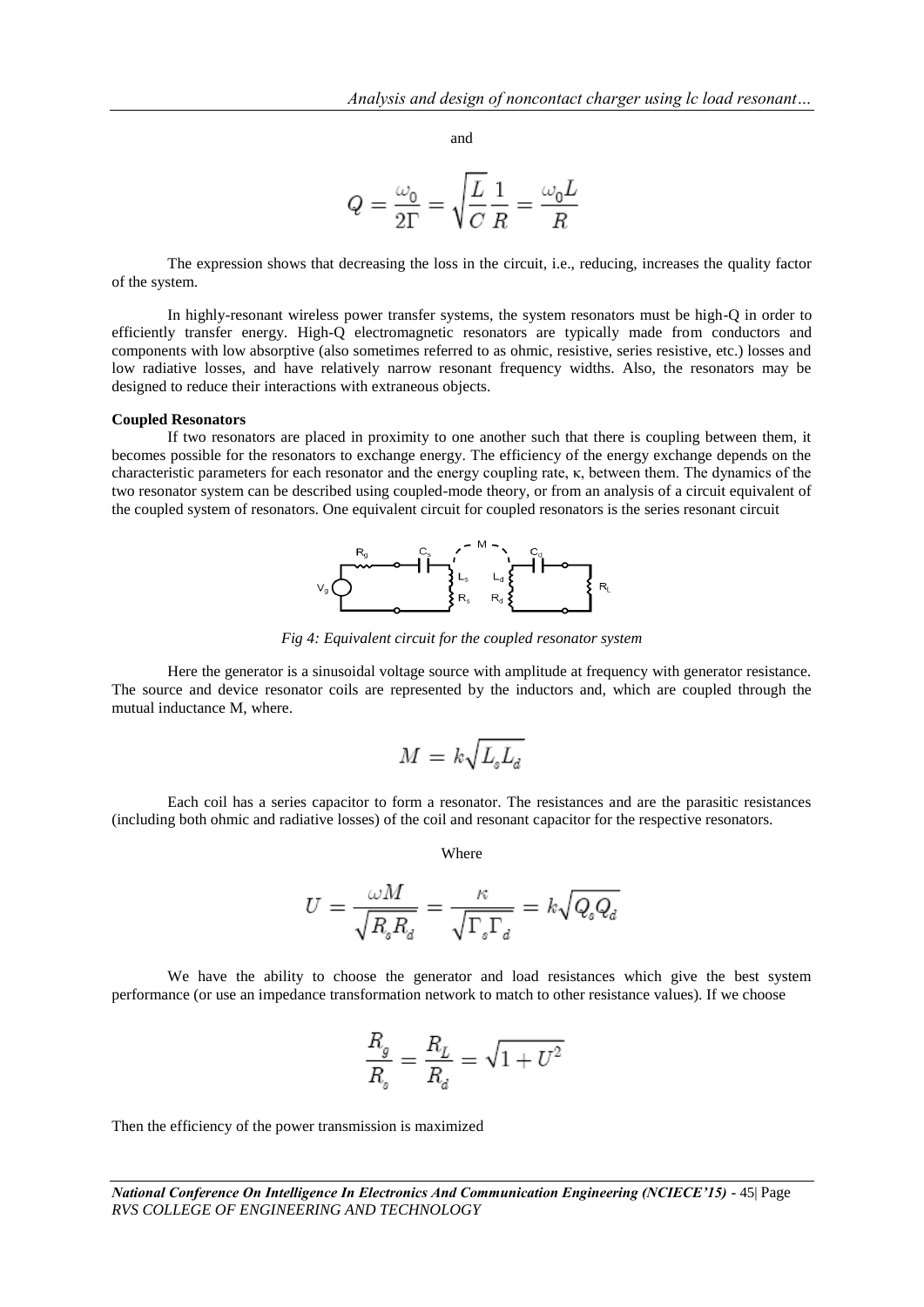and

$$Q = \frac{\omega_0}{2\Gamma} = \sqrt{\frac{L}{C}}\frac{1}{R} = \frac{\omega_0 L}{R}$$

The expression shows that decreasing the loss in the circuit, i.e., reducing, increases the quality factor of the system.

In highly-resonant wireless power transfer systems, the system resonators must be high-Q in order to efficiently transfer energy. High-Q electromagnetic resonators are typically made from conductors and components with low absorptive (also sometimes referred to as ohmic, resistive, series resistive, etc.) losses and low radiative losses, and have relatively narrow resonant frequency widths. Also, the resonators may be designed to reduce their interactions with extraneous objects.

**Coupled Resonators**

If two resonators are placed in proximity to one another such that there is coupling between them, it becomes possible for the resonators to exchange energy. The efficiency of the energy exchange depends on the characteristic parameters for each resonator and the energy coupling rate, κ, between them. The dynamics of the two resonator system can be described using coupled-mode theory, or from an analysis of a circuit equivalent of the coupled system of resonators. One equivalent circuit for coupled resonators is the series resonant circuit

$R_g$ $C_s$ M $C_d$
$V_g$ $L_s$ $R_s$ $L_d$ $R_d$ $R_L$

*Fig 4: Equivalent circuit for the coupled resonator system*

Here the generator is a sinusoidal voltage source with amplitude at frequency with generator resistance. The source and device resonator coils are represented by the inductors and, which are coupled through the mutual inductance M, where.

$$M = k\sqrt{L_s L_d}$$

Each coil has a series capacitor to form a resonator. The resistances and are the parasitic resistances (including both ohmic and radiative losses) of the coil and resonant capacitor for the respective resonators.

Where

$$U = \frac{\omega M}{\sqrt{R_s R_d}} = \frac{\kappa}{\sqrt{\Gamma_s \Gamma_d}} = k\sqrt{Q_s Q_d}$$

We have the ability to choose the generator and load resistances which give the best system performance (or use an impedance transformation network to match to other resistance values). If we choose

$$\frac{R_g}{R_s} = \frac{R_L}{R_d} = \sqrt{1 + U^2}$$

Then the efficiency of the power transmission is maximized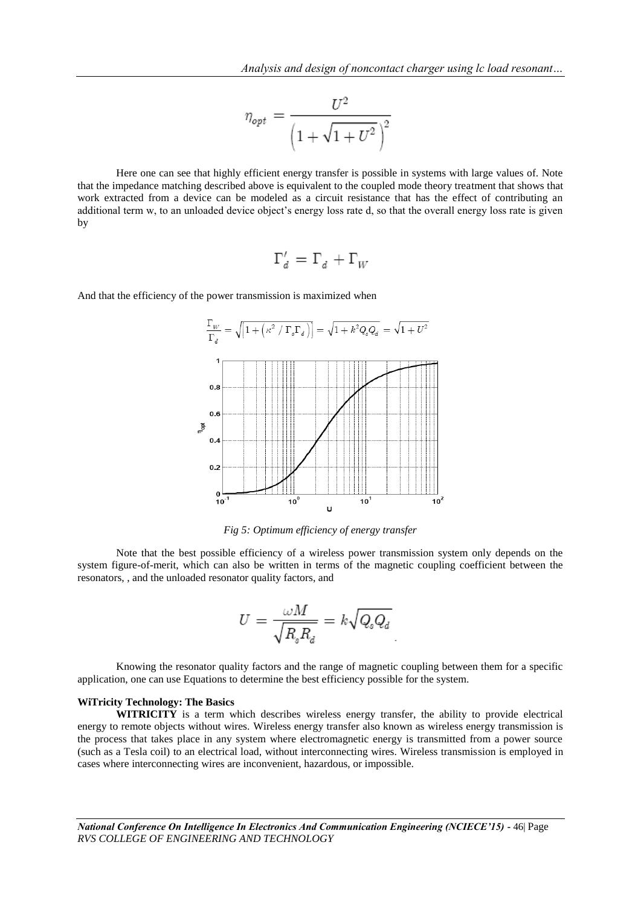$$\eta_{opt} = \frac{U^2}{\left(1 + \sqrt{1 + U^2}\right)^2}$$

Here one can see that highly efficient energy transfer is possible in systems with large values of. Note that the impedance matching described above is equivalent to the coupled mode theory treatment that shows that work extracted from a device can be modeled as a circuit resistance that has the effect of contributing an additional term w, to an unloaded device object's energy loss rate d, so that the overall energy loss rate is given by

$$\Gamma_d' = \Gamma_d + \Gamma_W$$

And that the efficiency of the power transmission is maximized when

$$\frac{\Gamma_W}{\Gamma_d} = \sqrt{\left[1 + \left(\kappa^2 / \Gamma_s \Gamma_d\right)\right]} = \sqrt{1 + k^2 Q_s Q_d} = \sqrt{1 + U^2}$$

$\eta_{opt}$

1
0.8
0.6
0.4
0.2
0

$10^{-1}$ $10^{0}$ $10^{1}$ $10^{2}$

U

*Fig 5: Optimum efficiency of energy transfer*

Note that the best possible efficiency of a wireless power transmission system only depends on the system figure-of-merit, which can also be written in terms of the magnetic coupling coefficient between the resonators, , and the unloaded resonator quality factors, and

$$U = \frac{\omega M}{\sqrt{R_s R_d}} = k\sqrt{Q_s Q_d}$$

Knowing the resonator quality factors and the range of magnetic coupling between them for a specific application, one can use Equations to determine the best efficiency possible for the system.

### WiTricity Technology: The Basics

**WITRICITY** is a term which describes wireless energy transfer, the ability to provide electrical energy to remote objects without wires. Wireless energy transfer also known as wireless energy transmission is the process that takes place in any system where electromagnetic energy is transmitted from a power source (such as a Tesla coil) to an electrical load, without interconnecting wires. Wireless transmission is employed in cases where interconnecting wires are inconvenient, hazardous, or impossible.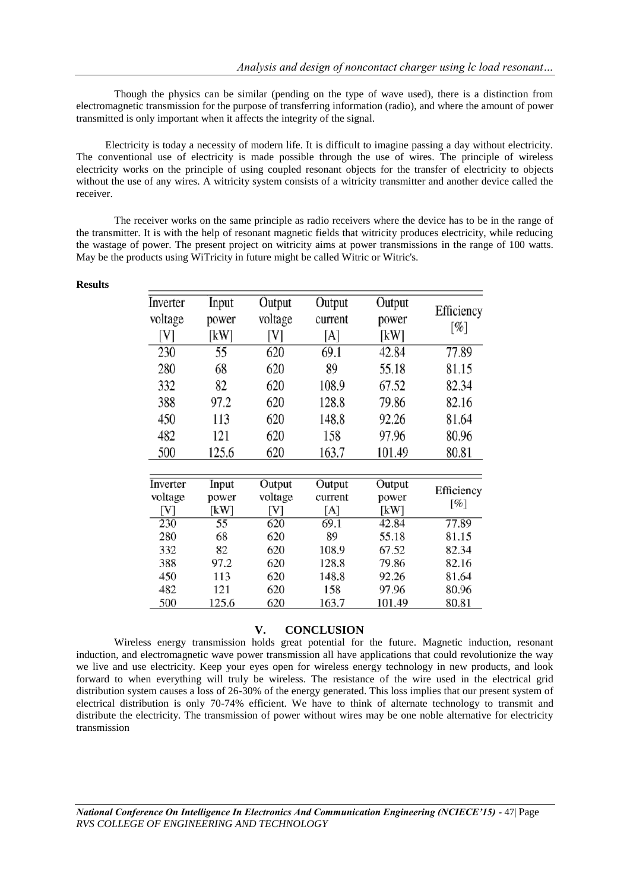Though the physics can be similar (pending on the type of wave used), there is a distinction from electromagnetic transmission for the purpose of transferring information (radio), and where the amount of power transmitted is only important when it affects the integrity of the signal.

Electricity is today a necessity of modern life. It is difficult to imagine passing a day without electricity. The conventional use of electricity is made possible through the use of wires. The principle of wireless electricity works on the principle of using coupled resonant objects for the transfer of electricity to objects without the use of any wires. A witricity system consists of a witricity transmitter and another device called the receiver.

The receiver works on the same principle as radio receivers where the device has to be in the range of the transmitter. It is with the help of resonant magnetic fields that witricity produces electricity, while reducing the wastage of power. The present project on witricity aims at power transmissions in the range of 100 watts. May be the products using WiTricity in future might be called Witric or Witric's.

**Results**

| Inverter voltage [V] | Input power [kW] | Output voltage [V] | Output current [A] | Output power [kW] | Efficiency [%] |
|---|---|---|---|---|---|
| 230 | 55 | 620 | 69.1 | 42.84 | 77.89 |
| 280 | 68 | 620 | 89 | 55.18 | 81.15 |
| 332 | 82 | 620 | 108.9 | 67.52 | 82.34 |
| 388 | 97.2 | 620 | 128.8 | 79.86 | 82.16 |
| 450 | 113 | 620 | 148.8 | 92.26 | 81.64 |
| 482 | 121 | 620 | 158 | 97.96 | 80.96 |
| 500 | 125.6 | 620 | 163.7 | 101.49 | 80.81 |

| Inverter voltage [V] | Input power [kW] | Output voltage [V] | Output current [A] | Output power [kW] | Efficiency [%] |
|---|---|---|---|---|---|
| 230 | 55 | 620 | 69.1 | 42.84 | 77.89 |
| 280 | 68 | 620 | 89 | 55.18 | 81.15 |
| 332 | 82 | 620 | 108.9 | 67.52 | 82.34 |
| 388 | 97.2 | 620 | 128.8 | 79.86 | 82.16 |
| 450 | 113 | 620 | 148.8 | 92.26 | 81.64 |
| 482 | 121 | 620 | 158 | 97.96 | 80.96 |
| 500 | 125.6 | 620 | 163.7 | 101.49 | 80.81 |

## V. CONCLUSION

Wireless energy transmission holds great potential for the future. Magnetic induction, resonant induction, and electromagnetic wave power transmission all have applications that could revolutionize the way we live and use electricity. Keep your eyes open for wireless energy technology in new products, and look forward to when everything will truly be wireless. The resistance of the wire used in the electrical grid distribution system causes a loss of 26-30% of the energy generated. This loss implies that our present system of electrical distribution is only 70-74% efficient. We have to think of alternate technology to transmit and distribute the electricity. The transmission of power without wires may be one noble alternative for electricity transmission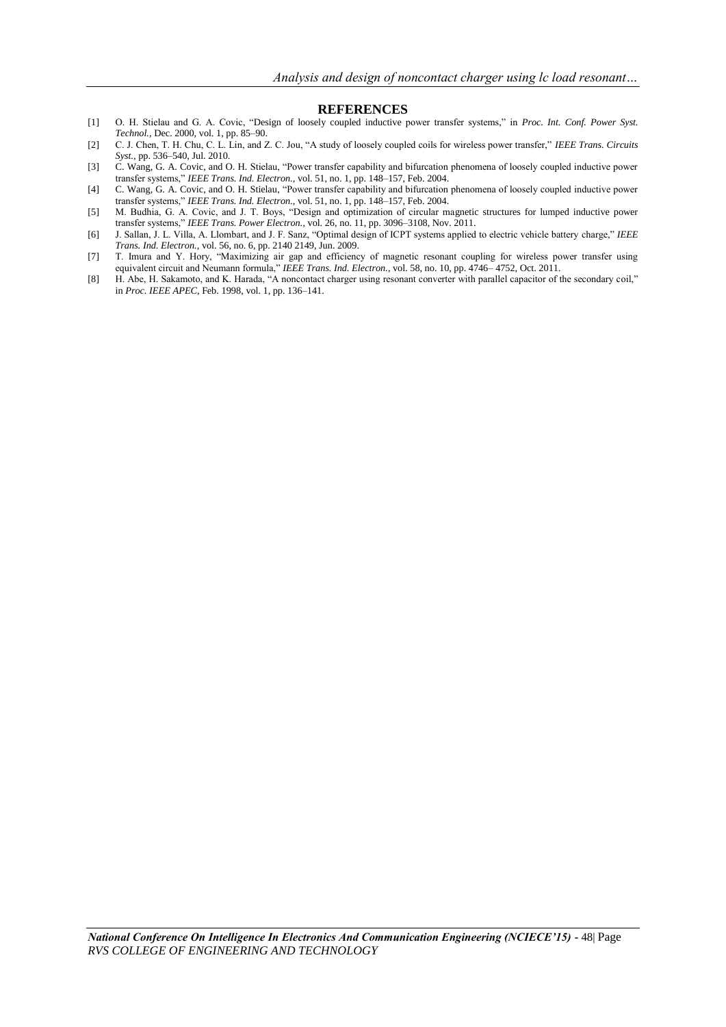## REFERENCES

[1] O. H. Stielau and G. A. Covic, "Design of loosely coupled inductive power transfer systems," in *Proc. Int. Conf. Power Syst. Technol.*, Dec. 2000, vol. 1, pp. 85–90.

[2] C. J. Chen, T. H. Chu, C. L. Lin, and Z. C. Jou, "A study of loosely coupled coils for wireless power transfer," *IEEE Trans. Circuits Syst.*, pp. 536–540, Jul. 2010.

[3] C. Wang, G. A. Covic, and O. H. Stielau, "Power transfer capability and bifurcation phenomena of loosely coupled inductive power transfer systems," *IEEE Trans. Ind. Electron.*, vol. 51, no. 1, pp. 148–157, Feb. 2004.

[4] C. Wang, G. A. Covic, and O. H. Stielau, "Power transfer capability and bifurcation phenomena of loosely coupled inductive power transfer systems," *IEEE Trans. Ind. Electron.*, vol. 51, no. 1, pp. 148–157, Feb. 2004.

[5] M. Budhia, G. A. Covic, and J. T. Boys, "Design and optimization of circular magnetic structures for lumped inductive power transfer systems," *IEEE Trans. Power Electron.*, vol. 26, no. 11, pp. 3096–3108, Nov. 2011.

[6] J. Sallan, J. L. Villa, A. Llombart, and J. F. Sanz, "Optimal design of ICPT systems applied to electric vehicle battery charge," *IEEE Trans. Ind. Electron.*, vol. 56, no. 6, pp. 2140 2149, Jun. 2009.

[7] T. Imura and Y. Hory, "Maximizing air gap and efficiency of magnetic resonant coupling for wireless power transfer using equivalent circuit and Neumann formula," *IEEE Trans. Ind. Electron.*, vol. 58, no. 10, pp. 4746– 4752, Oct. 2011.

[8] H. Abe, H. Sakamoto, and K. Harada, "A noncontact charger using resonant converter with parallel capacitor of the secondary coil," in *Proc. IEEE APEC*, Feb. 1998, vol. 1, pp. 136–141.